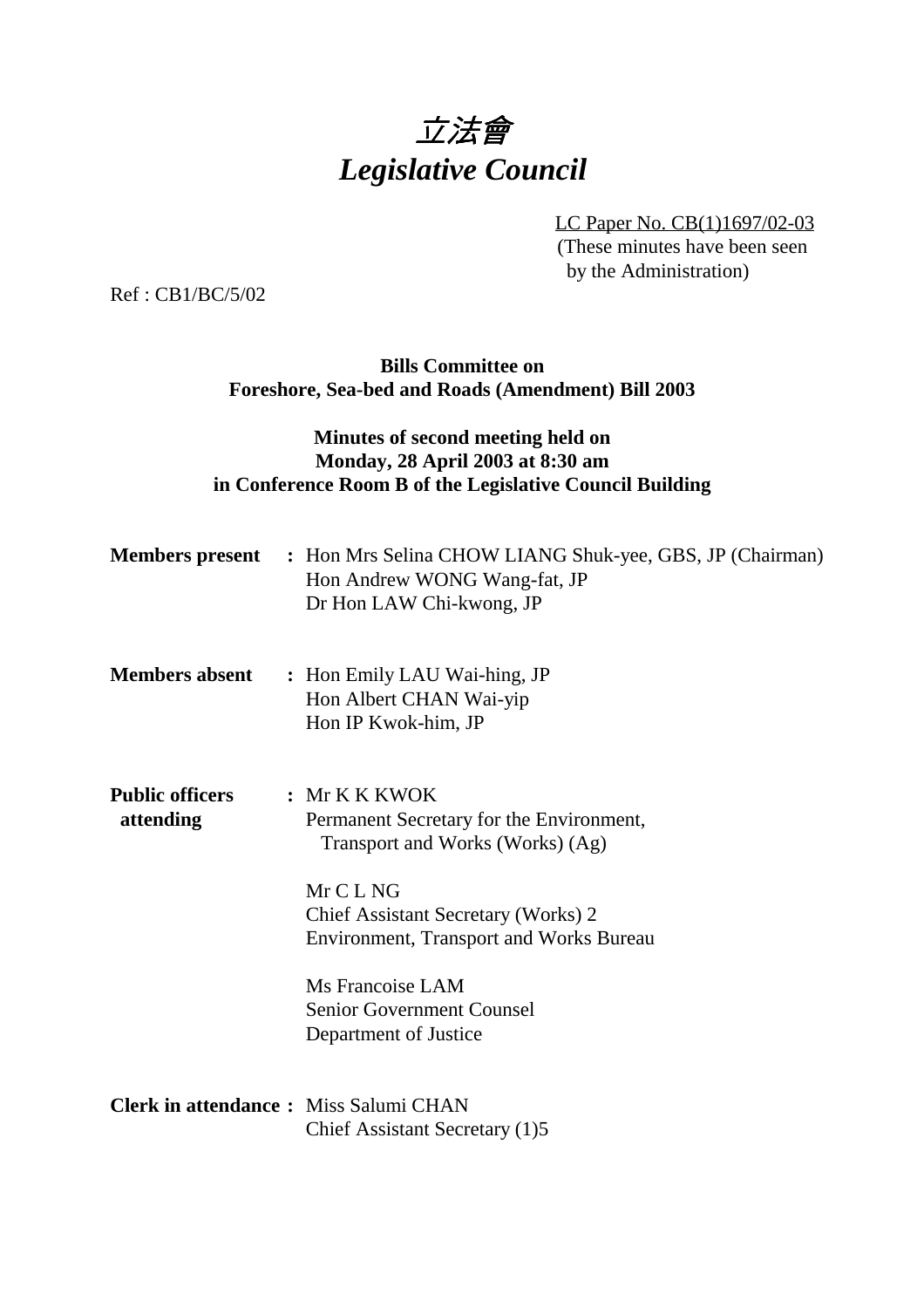# *立法會*
# *Legislative Council*

LC Paper No. CB(1)1697/02-03
(These minutes have been seen by the Administration)

Ref : CB1/BC/5/02

**Bills Committee on**
**Foreshore, Sea-bed and Roads (Amendment) Bill 2003**

**Minutes of second meeting held on**
**Monday, 28 April 2003 at 8:30 am**
**in Conference Room B of the Legislative Council Building**

**Members present** : Hon Mrs Selina CHOW LIANG Shuk-yee, GBS, JP (Chairman)
Hon Andrew WONG Wang-fat, JP
Dr Hon LAW Chi-kwong, JP

**Members absent** : Hon Emily LAU Wai-hing, JP
Hon Albert CHAN Wai-yip
Hon IP Kwok-him, JP

**Public officers attending** : Mr K K KWOK
Permanent Secretary for the Environment, Transport and Works (Works) (Ag)

Mr C L NG
Chief Assistant Secretary (Works) 2
Environment, Transport and Works Bureau

Ms Francoise LAM
Senior Government Counsel
Department of Justice

**Clerk in attendance** : Miss Salumi CHAN
Chief Assistant Secretary (1)5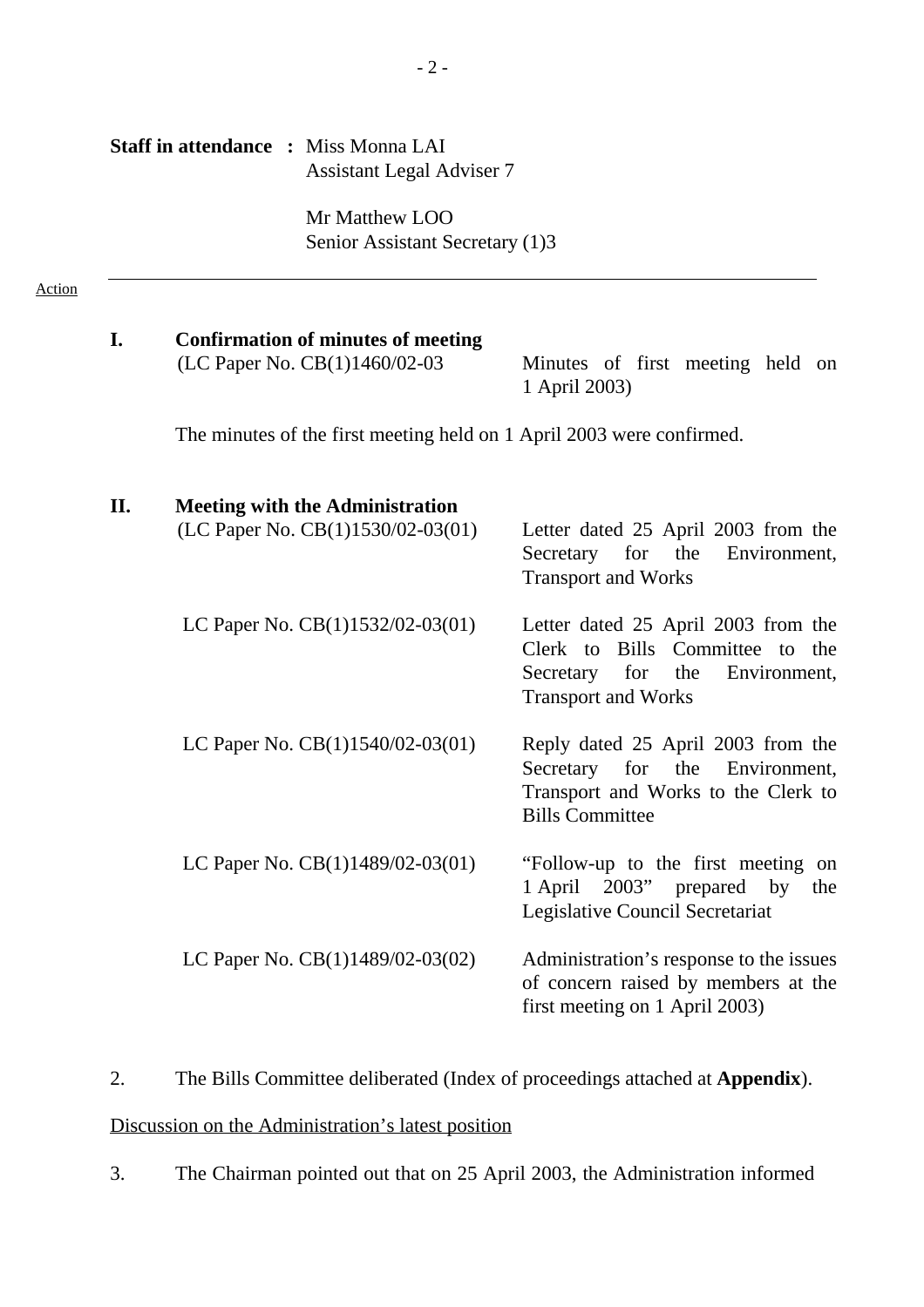**Staff in attendance :** Miss Monna LAI
Assistant Legal Adviser 7

Mr Matthew LOO
Senior Assistant Secretary (1)3

---

Action

**I. Confirmation of minutes of meeting**

(LC Paper No. CB(1)1460/02-03 — Minutes of first meeting held on 1 April 2003)

The minutes of the first meeting held on 1 April 2003 were confirmed.

**II. Meeting with the Administration**

| | |
|---|---|
| (LC Paper No. CB(1)1530/02-03(01) | Letter dated 25 April 2003 from the Secretary for the Environment, Transport and Works |
| LC Paper No. CB(1)1532/02-03(01) | Letter dated 25 April 2003 from the Clerk to Bills Committee to the Secretary for the Environment, Transport and Works |
| LC Paper No. CB(1)1540/02-03(01) | Reply dated 25 April 2003 from the Secretary for the Environment, Transport and Works to the Clerk to Bills Committee |
| LC Paper No. CB(1)1489/02-03(01) | "Follow-up to the first meeting on 1 April 2003" prepared by the Legislative Council Secretariat |
| LC Paper No. CB(1)1489/02-03(02) | Administration's response to the issues of concern raised by members at the first meeting on 1 April 2003) |

2. The Bills Committee deliberated (Index of proceedings attached at **Appendix**).

Discussion on the Administration's latest position

3. The Chairman pointed out that on 25 April 2003, the Administration informed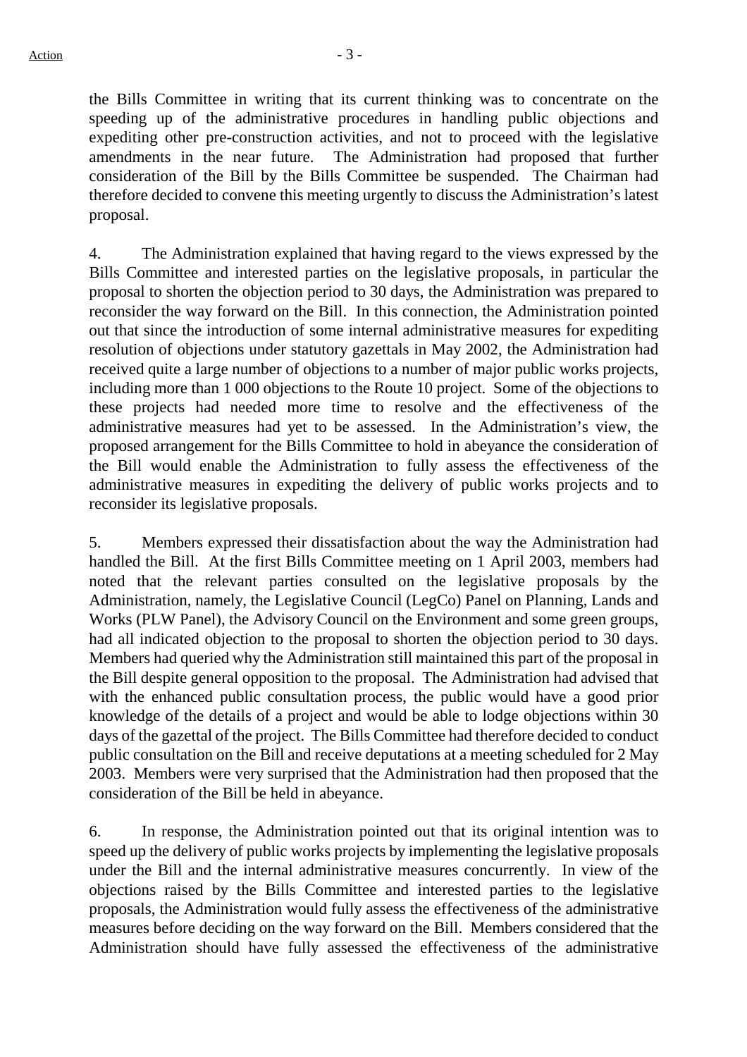the Bills Committee in writing that its current thinking was to concentrate on the speeding up of the administrative procedures in handling public objections and expediting other pre-construction activities, and not to proceed with the legislative amendments in the near future. The Administration had proposed that further consideration of the Bill by the Bills Committee be suspended. The Chairman had therefore decided to convene this meeting urgently to discuss the Administration's latest proposal.

4. The Administration explained that having regard to the views expressed by the Bills Committee and interested parties on the legislative proposals, in particular the proposal to shorten the objection period to 30 days, the Administration was prepared to reconsider the way forward on the Bill. In this connection, the Administration pointed out that since the introduction of some internal administrative measures for expediting resolution of objections under statutory gazettals in May 2002, the Administration had received quite a large number of objections to a number of major public works projects, including more than 1 000 objections to the Route 10 project. Some of the objections to these projects had needed more time to resolve and the effectiveness of the administrative measures had yet to be assessed. In the Administration's view, the proposed arrangement for the Bills Committee to hold in abeyance the consideration of the Bill would enable the Administration to fully assess the effectiveness of the administrative measures in expediting the delivery of public works projects and to reconsider its legislative proposals.

5. Members expressed their dissatisfaction about the way the Administration had handled the Bill. At the first Bills Committee meeting on 1 April 2003, members had noted that the relevant parties consulted on the legislative proposals by the Administration, namely, the Legislative Council (LegCo) Panel on Planning, Lands and Works (PLW Panel), the Advisory Council on the Environment and some green groups, had all indicated objection to the proposal to shorten the objection period to 30 days. Members had queried why the Administration still maintained this part of the proposal in the Bill despite general opposition to the proposal. The Administration had advised that with the enhanced public consultation process, the public would have a good prior knowledge of the details of a project and would be able to lodge objections within 30 days of the gazettal of the project. The Bills Committee had therefore decided to conduct public consultation on the Bill and receive deputations at a meeting scheduled for 2 May 2003. Members were very surprised that the Administration had then proposed that the consideration of the Bill be held in abeyance.

6. In response, the Administration pointed out that its original intention was to speed up the delivery of public works projects by implementing the legislative proposals under the Bill and the internal administrative measures concurrently. In view of the objections raised by the Bills Committee and interested parties to the legislative proposals, the Administration would fully assess the effectiveness of the administrative measures before deciding on the way forward on the Bill. Members considered that the Administration should have fully assessed the effectiveness of the administrative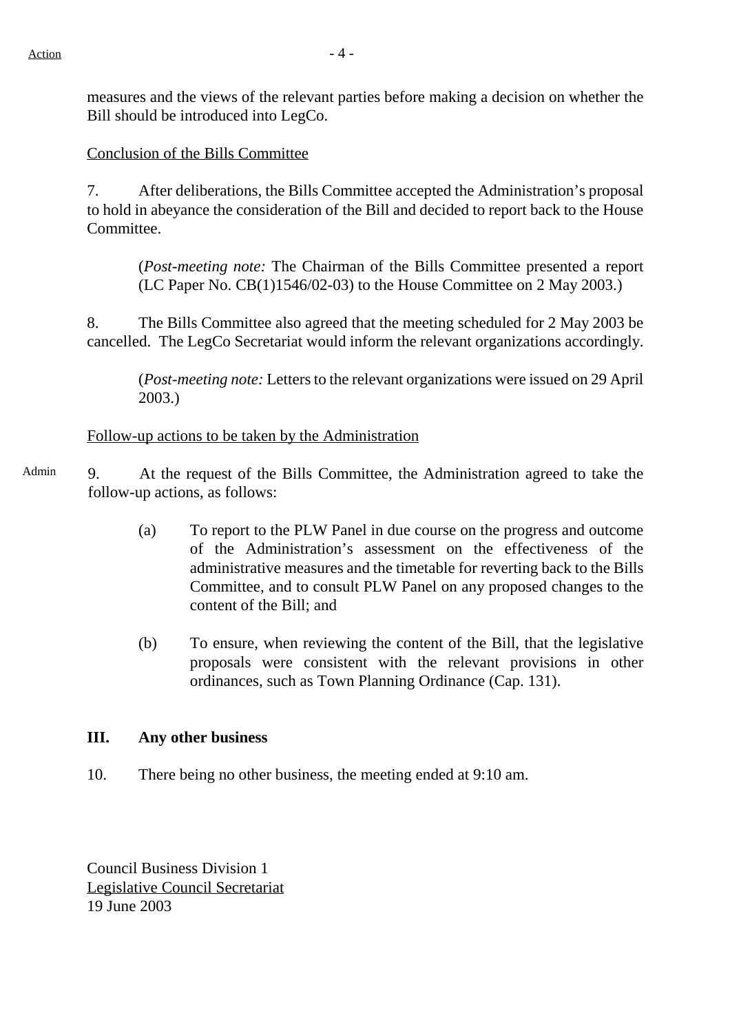measures and the views of the relevant parties before making a decision on whether the Bill should be introduced into LegCo.

Conclusion of the Bills Committee

7. After deliberations, the Bills Committee accepted the Administration's proposal to hold in abeyance the consideration of the Bill and decided to report back to the House Committee.

(*Post-meeting note:* The Chairman of the Bills Committee presented a report (LC Paper No. CB(1)1546/02-03) to the House Committee on 2 May 2003.)

8. The Bills Committee also agreed that the meeting scheduled for 2 May 2003 be cancelled. The LegCo Secretariat would inform the relevant organizations accordingly.

(*Post-meeting note:* Letters to the relevant organizations were issued on 29 April 2003.)

Follow-up actions to be taken by the Administration

Admin

9. At the request of the Bills Committee, the Administration agreed to take the follow-up actions, as follows:

(a) To report to the PLW Panel in due course on the progress and outcome of the Administration's assessment on the effectiveness of the administrative measures and the timetable for reverting back to the Bills Committee, and to consult PLW Panel on any proposed changes to the content of the Bill; and

(b) To ensure, when reviewing the content of the Bill, that the legislative proposals were consistent with the relevant provisions in other ordinances, such as Town Planning Ordinance (Cap. 131).

**III. Any other business**

10. There being no other business, the meeting ended at 9:10 am.

Council Business Division 1
Legislative Council Secretariat
19 June 2003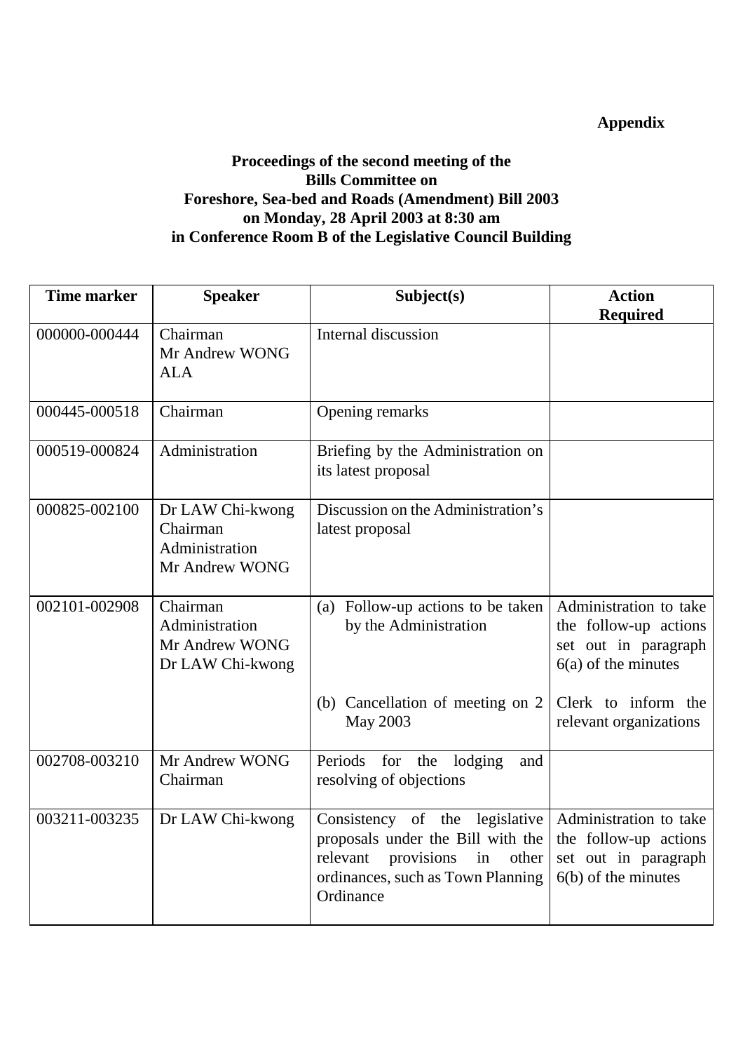**Appendix**

**Proceedings of the second meeting of the**
**Bills Committee on**
**Foreshore, Sea-bed and Roads (Amendment) Bill 2003**
**on Monday, 28 April 2003 at 8:30 am**
**in Conference Room B of the Legislative Council Building**

| Time marker | Speaker | Subject(s) | Action Required |
|---|---|---|---|
| 000000-000444 | Chairman<br>Mr Andrew WONG<br>ALA | Internal discussion | |
| 000445-000518 | Chairman | Opening remarks | |
| 000519-000824 | Administration | Briefing by the Administration on its latest proposal | |
| 000825-002100 | Dr LAW Chi-kwong<br>Chairman<br>Administration<br>Mr Andrew WONG | Discussion on the Administration's latest proposal | |
| 002101-002908 | Chairman<br>Administration<br>Mr Andrew WONG<br>Dr LAW Chi-kwong | (a) Follow-up actions to be taken by the Administration<br><br>(b) Cancellation of meeting on 2 May 2003 | Administration to take the follow-up actions set out in paragraph 6(a) of the minutes<br><br>Clerk to inform the relevant organizations |
| 002708-003210 | Mr Andrew WONG<br>Chairman | Periods for the lodging and resolving of objections | |
| 003211-003235 | Dr LAW Chi-kwong | Consistency of the legislative proposals under the Bill with the relevant provisions in other ordinances, such as Town Planning Ordinance | Administration to take the follow-up actions set out in paragraph 6(b) of the minutes |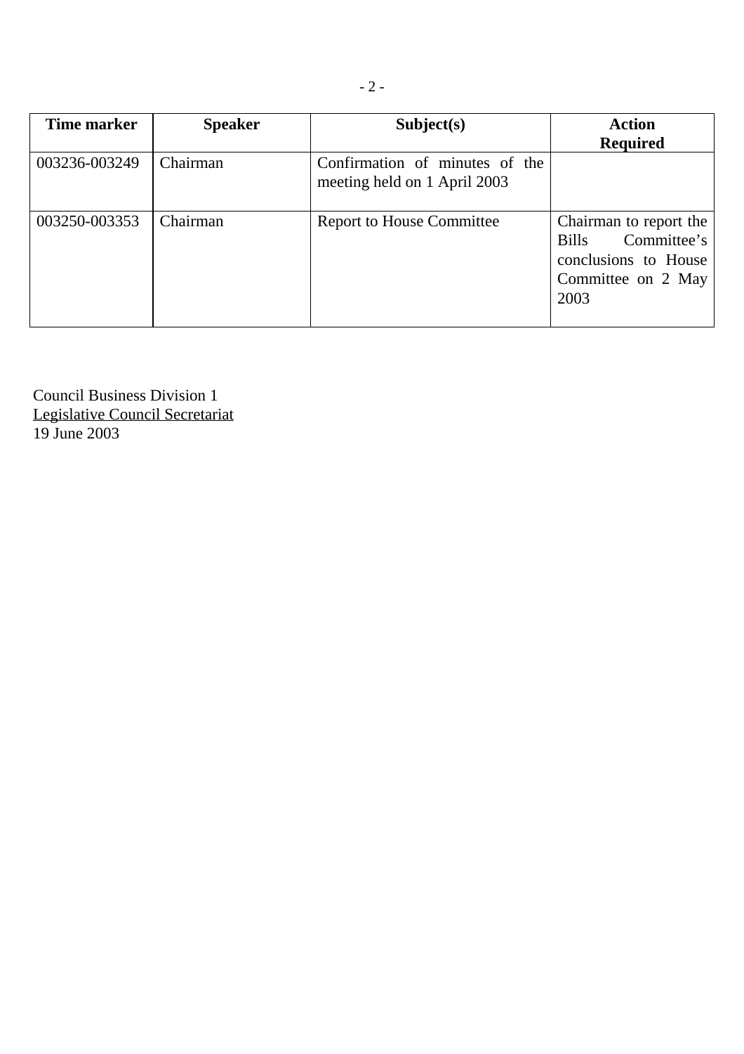| Time marker | Speaker | Subject(s) | Action Required |
|---|---|---|---|
| 003236-003249 | Chairman | Confirmation of minutes of the meeting held on 1 April 2003 | |
| 003250-003353 | Chairman | Report to House Committee | Chairman to report the Bills Committee's conclusions to House Committee on 2 May 2003 |

Council Business Division 1
Legislative Council Secretariat
19 June 2003